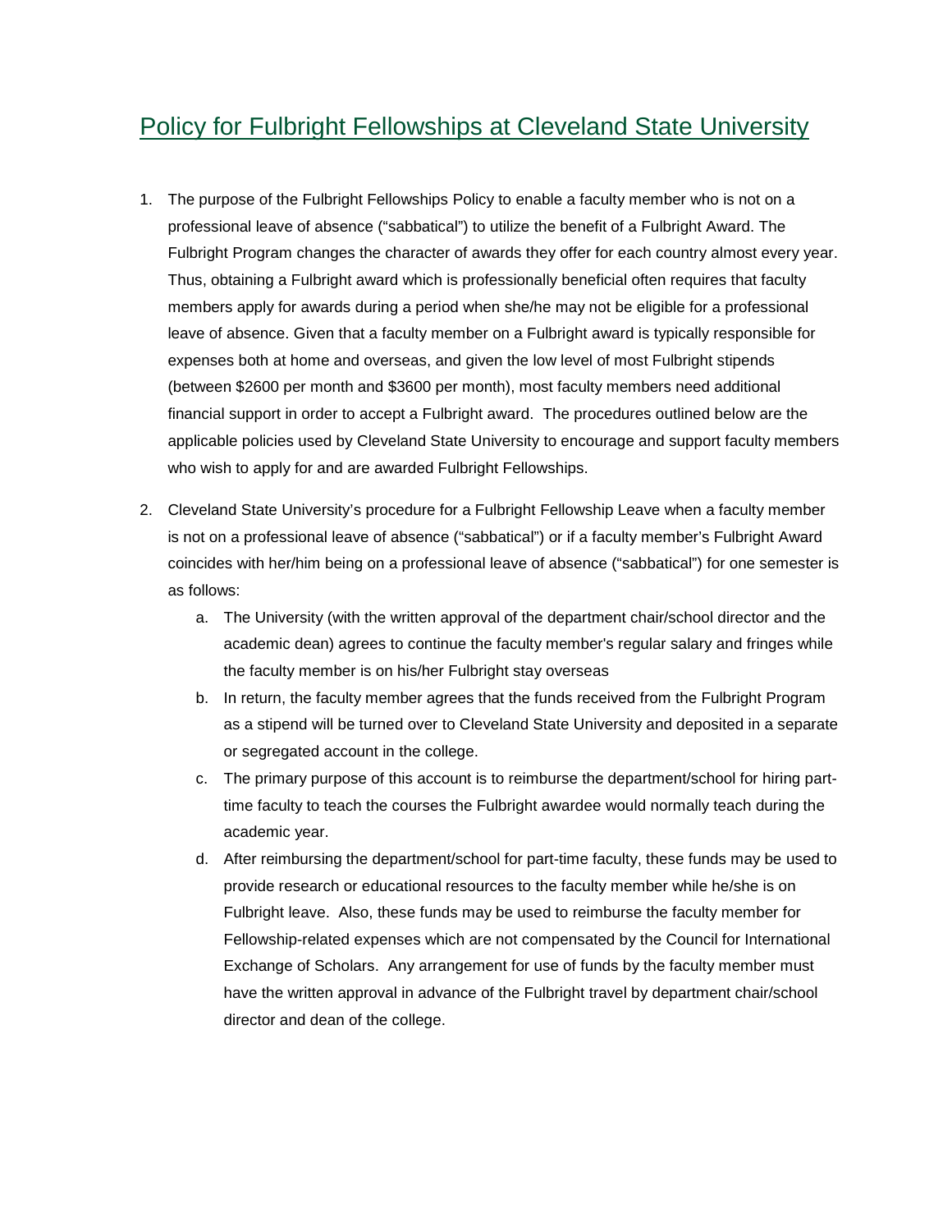# Policy for Fulbright Fellowships at Cleveland State University

1. The purpose of the Fulbright Fellowships Policy to enable a faculty member who is not on a professional leave of absence ("sabbatical") to utilize the benefit of a Fulbright Award. The Fulbright Program changes the character of awards they offer for each country almost every year. Thus, obtaining a Fulbright award which is professionally beneficial often requires that faculty members apply for awards during a period when she/he may not be eligible for a professional leave of absence. Given that a faculty member on a Fulbright award is typically responsible for expenses both at home and overseas, and given the low level of most Fulbright stipends (between $2600 per month and $3600 per month), most faculty members need additional financial support in order to accept a Fulbright award. The procedures outlined below are the applicable policies used by Cleveland State University to encourage and support faculty members who wish to apply for and are awarded Fulbright Fellowships.

2. Cleveland State University's procedure for a Fulbright Fellowship Leave when a faculty member is not on a professional leave of absence ("sabbatical") or if a faculty member's Fulbright Award coincides with her/him being on a professional leave of absence ("sabbatical") for one semester is as follows:
    a. The University (with the written approval of the department chair/school director and the academic dean) agrees to continue the faculty member's regular salary and fringes while the faculty member is on his/her Fulbright stay overseas
    b. In return, the faculty member agrees that the funds received from the Fulbright Program as a stipend will be turned over to Cleveland State University and deposited in a separate or segregated account in the college.
    c. The primary purpose of this account is to reimburse the department/school for hiring part-time faculty to teach the courses the Fulbright awardee would normally teach during the academic year.
    d. After reimbursing the department/school for part-time faculty, these funds may be used to provide research or educational resources to the faculty member while he/she is on Fulbright leave. Also, these funds may be used to reimburse the faculty member for Fellowship-related expenses which are not compensated by the Council for International Exchange of Scholars. Any arrangement for use of funds by the faculty member must have the written approval in advance of the Fulbright travel by department chair/school director and dean of the college.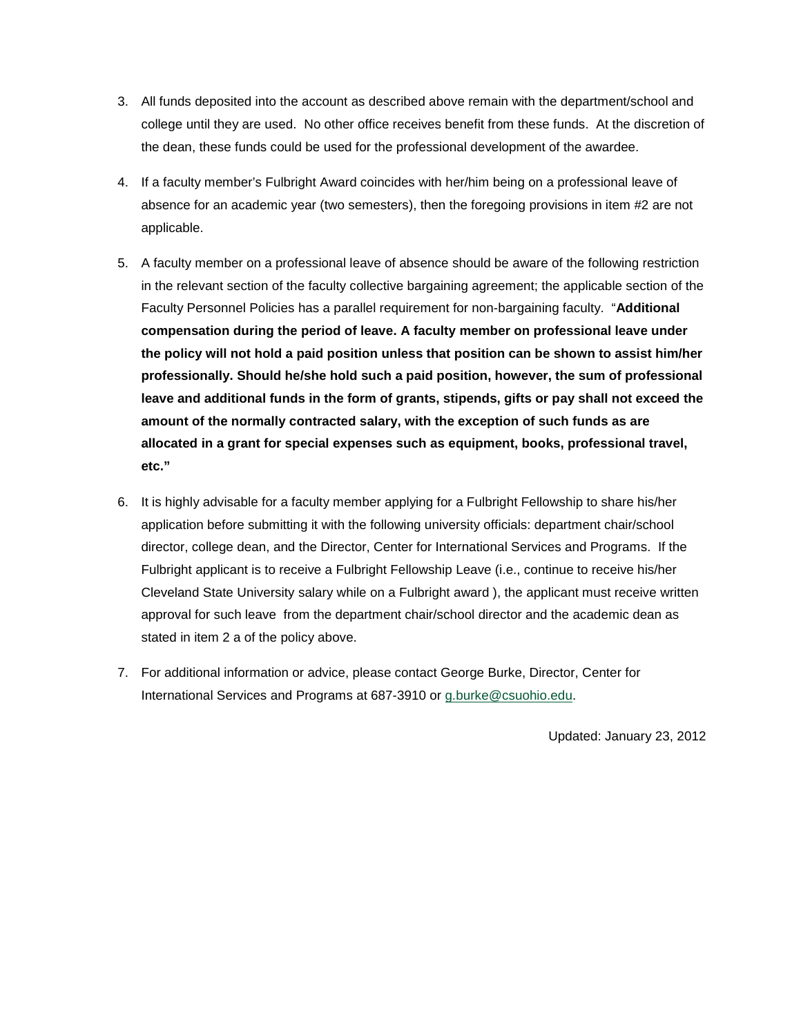3. All funds deposited into the account as described above remain with the department/school and college until they are used. No other office receives benefit from these funds. At the discretion of the dean, these funds could be used for the professional development of the awardee.

4. If a faculty member's Fulbright Award coincides with her/him being on a professional leave of absence for an academic year (two semesters), then the foregoing provisions in item #2 are not applicable.

5. A faculty member on a professional leave of absence should be aware of the following restriction in the relevant section of the faculty collective bargaining agreement; the applicable section of the Faculty Personnel Policies has a parallel requirement for non-bargaining faculty. "**Additional compensation during the period of leave. A faculty member on professional leave under the policy will not hold a paid position unless that position can be shown to assist him/her professionally. Should he/she hold such a paid position, however, the sum of professional leave and additional funds in the form of grants, stipends, gifts or pay shall not exceed the amount of the normally contracted salary, with the exception of such funds as are allocated in a grant for special expenses such as equipment, books, professional travel, etc.**"

6. It is highly advisable for a faculty member applying for a Fulbright Fellowship to share his/her application before submitting it with the following university officials: department chair/school director, college dean, and the Director, Center for International Services and Programs. If the Fulbright applicant is to receive a Fulbright Fellowship Leave (i.e., continue to receive his/her Cleveland State University salary while on a Fulbright award ), the applicant must receive written approval for such leave from the department chair/school director and the academic dean as stated in item 2 a of the policy above.

7. For additional information or advice, please contact George Burke, Director, Center for International Services and Programs at 687-3910 or g.burke@csuohio.edu.

Updated: January 23, 2012